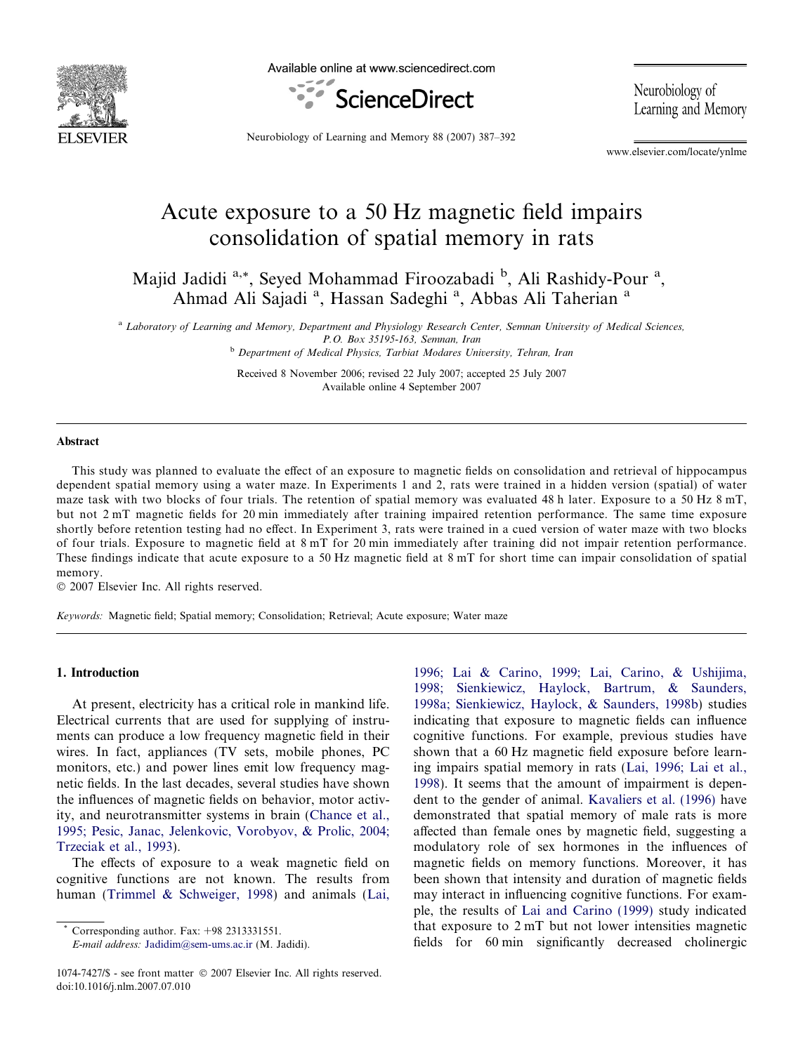# Acute exposure to a 50 Hz magnetic field impairs consolidation of spatial memory in rats

Majid Jadidi [a,*], Seyed Mohammad Firoozabadi [b], Ali Rashidy-Pour [a], Ahmad Ali Sajadi [a], Hassan Sadeghi [a], Abbas Ali Taherian [a]

[a] *Laboratory of Learning and Memory, Department and Physiology Research Center, Semnan University of Medical Sciences, P.O. Box 35195-163, Semnan, Iran*

[b] *Department of Medical Physics, Tarbiat Modares University, Tehran, Iran*

Received 8 November 2006; revised 22 July 2007; accepted 25 July 2007
Available online 4 September 2007

## Abstract

This study was planned to evaluate the effect of an exposure to magnetic fields on consolidation and retrieval of hippocampus dependent spatial memory using a water maze. In Experiments 1 and 2, rats were trained in a hidden version (spatial) of water maze task with two blocks of four trials. The retention of spatial memory was evaluated 48 h later. Exposure to a 50 Hz 8 mT, but not 2 mT magnetic fields for 20 min immediately after training impaired retention performance. The same time exposure shortly before retention testing had no effect. In Experiment 3, rats were trained in a cued version of water maze with two blocks of four trials. Exposure to magnetic field at 8 mT for 20 min immediately after training did not impair retention performance. These findings indicate that acute exposure to a 50 Hz magnetic field at 8 mT for short time can impair consolidation of spatial memory.

© 2007 Elsevier Inc. All rights reserved.

*Keywords:* Magnetic field; Spatial memory; Consolidation; Retrieval; Acute exposure; Water maze

## 1. Introduction

At present, electricity has a critical role in mankind life. Electrical currents that are used for supplying of instruments can produce a low frequency magnetic field in their wires. In fact, appliances (TV sets, mobile phones, PC monitors, etc.) and power lines emit low frequency magnetic fields. In the last decades, several studies have shown the influences of magnetic fields on behavior, motor activity, and neurotransmitter systems in brain (Chance et al., 1995; Pesic, Janac, Jelenkovic, Vorobyov, & Prolic, 2004; Trzeciak et al., 1993).

The effects of exposure to a weak magnetic field on cognitive functions are not known. The results from human (Trimmel & Schweiger, 1998) and animals (Lai, 1996; Lai & Carino, 1999; Lai, Carino, & Ushijima, 1998; Sienkiewicz, Haylock, Bartrum, & Saunders, 1998a; Sienkiewicz, Haylock, & Saunders, 1998b) studies indicating that exposure to magnetic fields can influence cognitive functions. For example, previous studies have shown that a 60 Hz magnetic field exposure before learning impairs spatial memory in rats (Lai, 1996; Lai et al., 1998). It seems that the amount of impairment is dependent to the gender of animal. Kavaliers et al. (1996) have demonstrated that spatial memory of male rats is more affected than female ones by magnetic field, suggesting a modulatory role of sex hormones in the influences of magnetic fields on memory functions. Moreover, it has been shown that intensity and duration of magnetic fields may interact in influencing cognitive functions. For example, the results of Lai and Carino (1999) study indicated that exposure to 2 mT but not lower intensities magnetic fields for 60 min significantly decreased cholinergic

* Corresponding author. Fax: +98 2313331551.
*E-mail address:* Jadidim@sem-ums.ac.ir (M. Jadidi).

1074-7427/$ - see front matter © 2007 Elsevier Inc. All rights reserved.
doi:10.1016/j.nlm.2007.07.010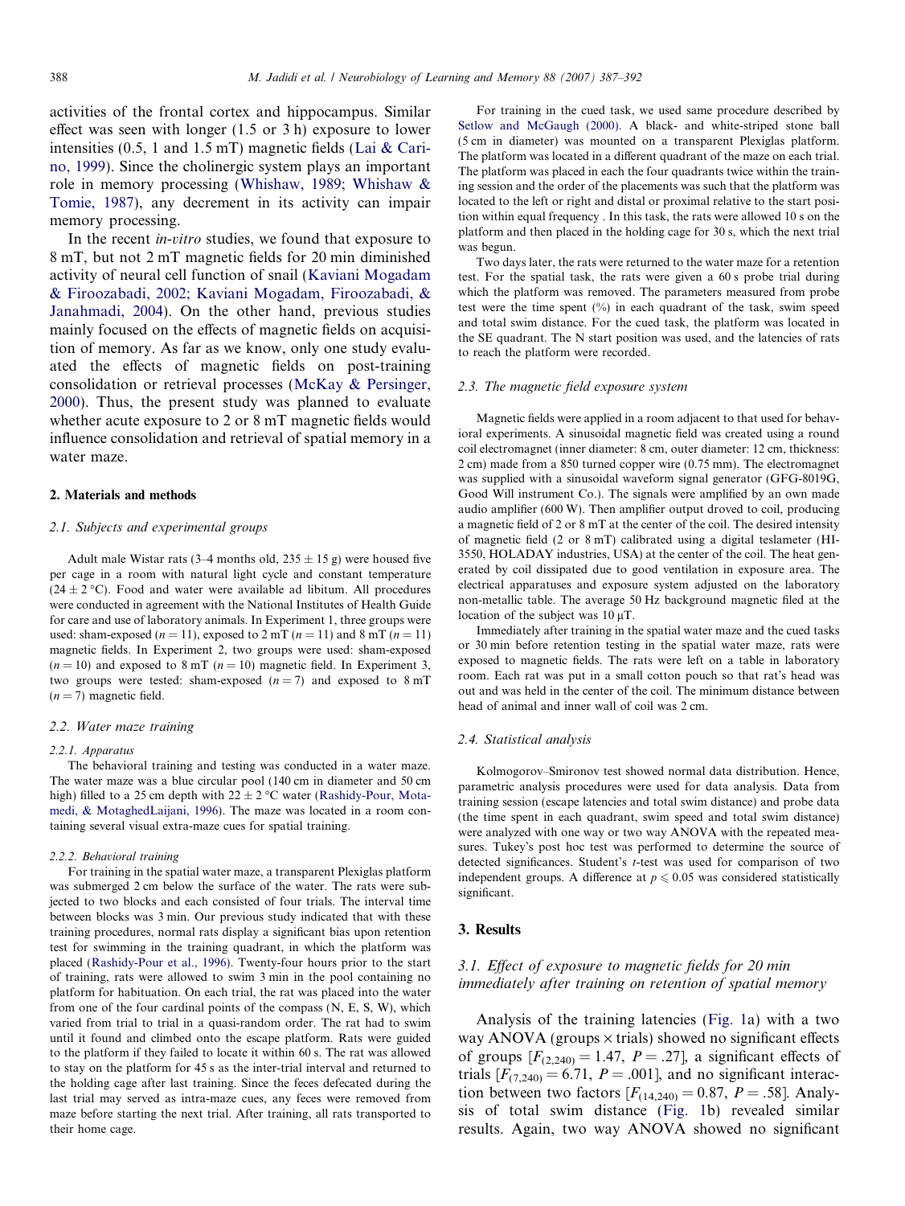activities of the frontal cortex and hippocampus. Similar effect was seen with longer (1.5 or 3 h) exposure to lower intensities (0.5, 1 and 1.5 mT) magnetic fields (Lai & Carino, 1999). Since the cholinergic system plays an important role in memory processing (Whishaw, 1989; Whishaw & Tomie, 1987), any decrement in its activity can impair memory processing.

In the recent *in-vitro* studies, we found that exposure to 8 mT, but not 2 mT magnetic fields for 20 min diminished activity of neural cell function of snail (Kaviani Mogadam & Firoozabadi, 2002; Kaviani Mogadam, Firoozabadi, & Janahmadi, 2004). On the other hand, previous studies mainly focused on the effects of magnetic fields on acquisition of memory. As far as we know, only one study evaluated the effects of magnetic fields on post-training consolidation or retrieval processes (McKay & Persinger, 2000). Thus, the present study was planned to evaluate whether acute exposure to 2 or 8 mT magnetic fields would influence consolidation and retrieval of spatial memory in a water maze.

## 2. Materials and methods

### 2.1. Subjects and experimental groups

Adult male Wistar rats (3–4 months old, $235 \pm 15$ g) were housed five per cage in a room with natural light cycle and constant temperature ($24 \pm 2$ °C). Food and water were available ad libitum. All procedures were conducted in agreement with the National Institutes of Health Guide for care and use of laboratory animals. In Experiment 1, three groups were used: sham-exposed ($n = 11$), exposed to 2 mT ($n = 11$) and 8 mT ($n = 11$) magnetic fields. In Experiment 2, two groups were used: sham-exposed ($n = 10$) and exposed to 8 mT ($n = 10$) magnetic field. In Experiment 3, two groups were tested: sham-exposed ($n = 7$) and exposed to 8 mT ($n = 7$) magnetic field.

### 2.2. Water maze training

#### 2.2.1. Apparatus

The behavioral training and testing was conducted in a water maze. The water maze was a blue circular pool (140 cm in diameter and 50 cm high) filled to a 25 cm depth with $22 \pm 2$ °C water (Rashidy-Pour, Motamedi, & MotaghedLaijani, 1996). The maze was located in a room containing several visual extra-maze cues for spatial training.

#### 2.2.2. Behavioral training

For training in the spatial water maze, a transparent Plexiglas platform was submerged 2 cm below the surface of the water. The rats were subjected to two blocks and each consisted of four trials. The interval time between blocks was 3 min. Our previous study indicated that with these training procedures, normal rats display a significant bias upon retention test for swimming in the training quadrant, in which the platform was placed (Rashidy-Pour et al., 1996). Twenty-four hours prior to the start of training, rats were allowed to swim 3 min in the pool containing no platform for habituation. On each trial, the rat was placed into the water from one of the four cardinal points of the compass (N, E, S, W), which varied from trial to trial in a quasi-random order. The rat had to swim until it found and climbed onto the escape platform. Rats were guided to the platform if they failed to locate it within 60 s. The rat was allowed to stay on the platform for 45 s as the inter-trial interval and returned to the holding cage after last training. Since the feces defecated during the last trial may served as intra-maze cues, any feces were removed from maze before starting the next trial. After training, all rats transported to their home cage.

For training in the cued task, we used same procedure described by Setlow and McGaugh (2000). A black- and white-striped stone ball (5 cm in diameter) was mounted on a transparent Plexiglas platform. The platform was located in a different quadrant of the maze on each trial. The platform was placed in each the four quadrants twice within the training session and the order of the placements was such that the platform was located to the left or right and distal or proximal relative to the start position within equal frequency . In this task, the rats were allowed 10 s on the platform and then placed in the holding cage for 30 s, which the next trial was begun.

Two days later, the rats were returned to the water maze for a retention test. For the spatial task, the rats were given a 60 s probe trial during which the platform was removed. The parameters measured from probe test were the time spent (%) in each quadrant of the task, swim speed and total swim distance. For the cued task, the platform was located in the SE quadrant. The N start position was used, and the latencies of rats to reach the platform were recorded.

### 2.3. The magnetic field exposure system

Magnetic fields were applied in a room adjacent to that used for behavioral experiments. A sinusoidal magnetic field was created using a round coil electromagnet (inner diameter: 8 cm, outer diameter: 12 cm, thickness: 2 cm) made from a 850 turned copper wire (0.75 mm). The electromagnet was supplied with a sinusoidal waveform signal generator (GFG-8019G, Good Will instrument Co.). The signals were amplified by an own made audio amplifier (600 W). Then amplifier output droved to coil, producing a magnetic field of 2 or 8 mT at the center of the coil. The desired intensity of magnetic field (2 or 8 mT) calibrated using a digital teslameter (HI-3550, HOLADAY industries, USA) at the center of the coil. The heat generated by coil dissipated due to good ventilation in exposure area. The electrical apparatuses and exposure system adjusted on the laboratory non-metallic table. The average 50 Hz background magnetic filed at the location of the subject was 10 μT.

Immediately after training in the spatial water maze and the cued tasks or 30 min before retention testing in the spatial water maze, rats were exposed to magnetic fields. The rats were left on a table in laboratory room. Each rat was put in a small cotton pouch so that rat's head was out and was held in the center of the coil. The minimum distance between head of animal and inner wall of coil was 2 cm.

### 2.4. Statistical analysis

Kolmogorov–Smironov test showed normal data distribution. Hence, parametric analysis procedures were used for data analysis. Data from training session (escape latencies and total swim distance) and probe data (the time spent in each quadrant, swim speed and total swim distance) were analyzed with one way or two way ANOVA with the repeated measures. Tukey's post hoc test was performed to determine the source of detected significances. Student's *t*-test was used for comparison of two independent groups. A difference at $p \leqslant 0.05$ was considered statistically significant.

## 3. Results

### 3.1. Effect of exposure to magnetic fields for 20 min immediately after training on retention of spatial memory

Analysis of the training latencies (Fig. 1a) with a two way ANOVA (groups × trials) showed no significant effects of groups [$F_{(2,240)} = 1.47$, $P = .27$], a significant effects of trials [$F_{(7,240)} = 6.71$, $P = .001$], and no significant interaction between two factors [$F_{(14,240)} = 0.87$, $P = .58$]. Analysis of total swim distance (Fig. 1b) revealed similar results. Again, two way ANOVA showed no significant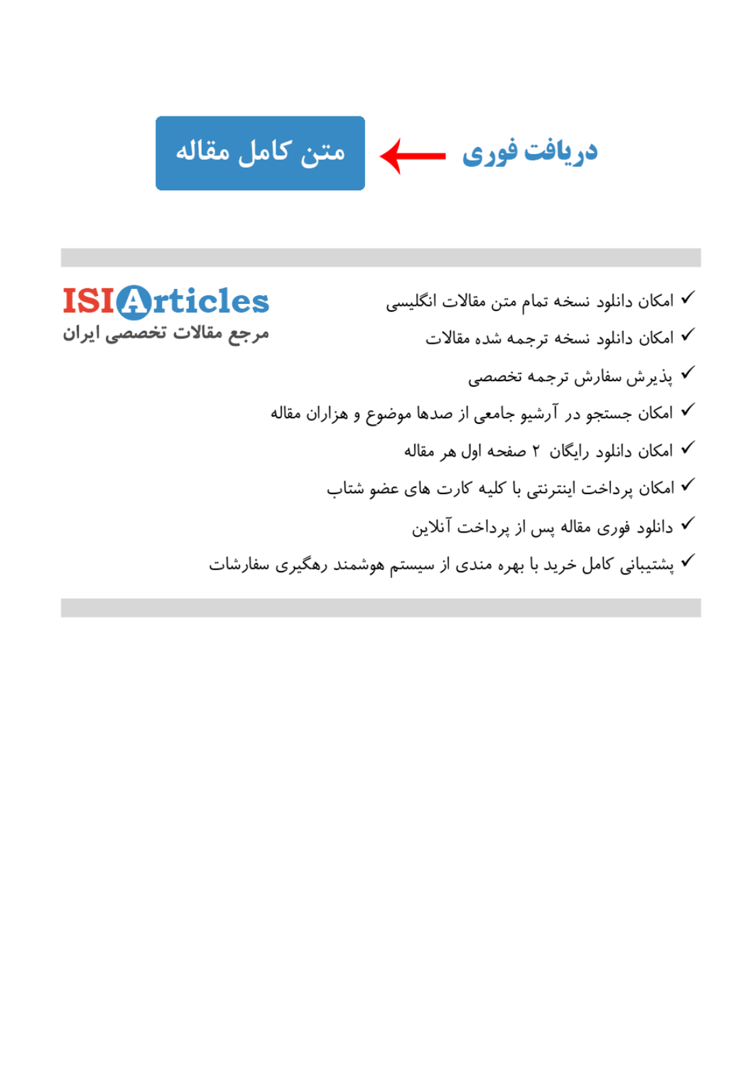دریافت فوری ← متن کامل مقاله

**ISIArticles**
مرجع مقالات تخصصی ایران

- ✓ امکان دانلود نسخه تمام متن مقالات انگلیسی
- ✓ امکان دانلود نسخه ترجمه شده مقالات
- ✓ پذیرش سفارش ترجمه تخصصی
- ✓ امکان جستجو در آرشیو جامعی از صدها موضوع و هزاران مقاله
- ✓ امکان دانلود رایگان ۲ صفحه اول هر مقاله
- ✓ امکان پرداخت اینترنتی با کلیه کارت های عضو شتاب
- ✓ دانلود فوری مقاله پس از پرداخت آنلاین
- ✓ پشتیبانی کامل خرید با بهره مندی از سیستم هوشمند رهگیری سفارشات